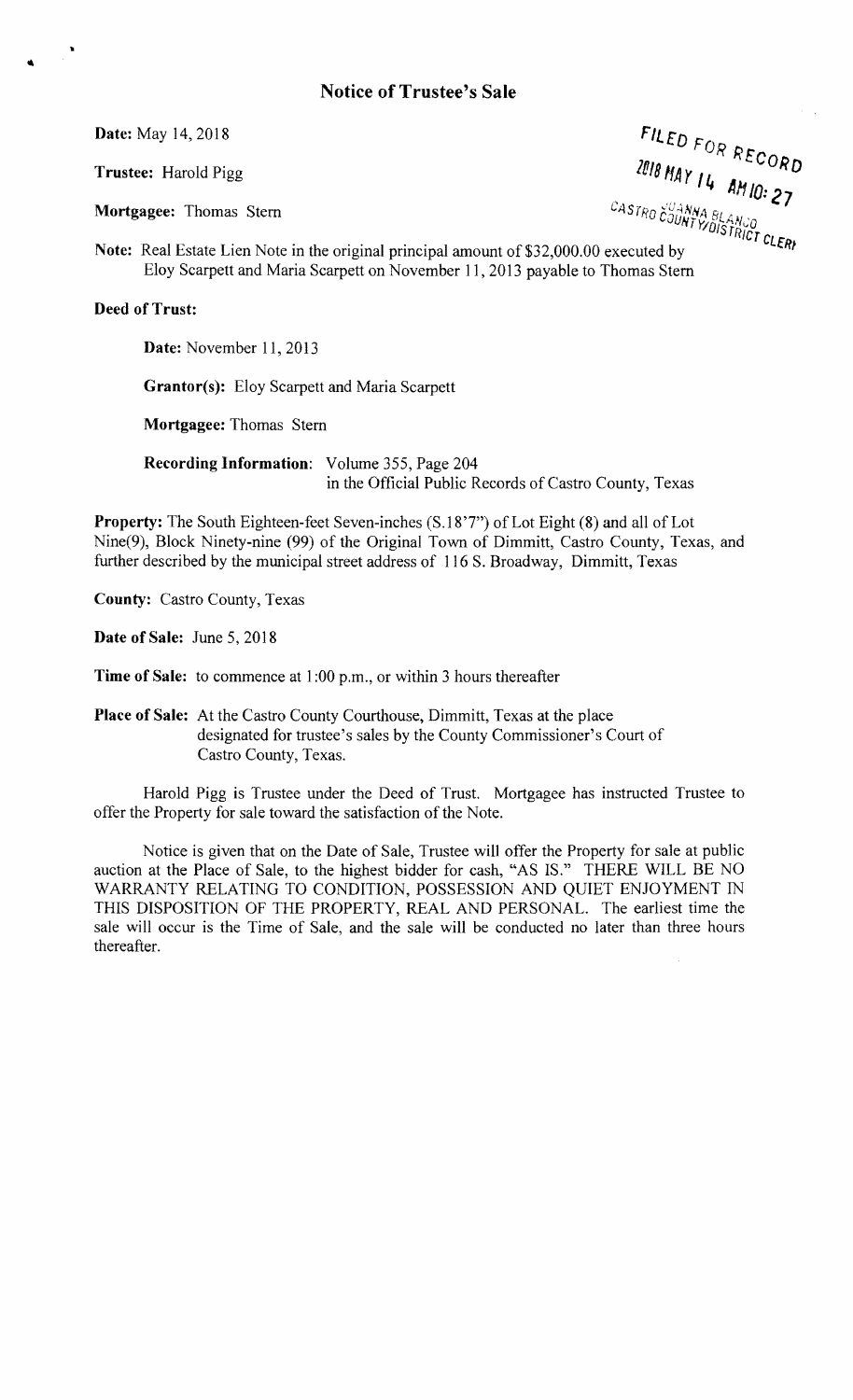# Notice of Trustee's Sale

FILED FOR RECORD
2018 MAY 14 AM 10: 27
CASTRO JOANNA BLANCO
COUNTY/DISTRICT CLERK

**Date:** May 14, 2018

**Trustee:** Harold Pigg

**Mortgagee:** Thomas Stern

**Note:** Real Estate Lien Note in the original principal amount of $32,000.00 executed by Eloy Scarpett and Maria Scarpett on November 11, 2013 payable to Thomas Stern

**Deed of Trust:**

**Date:** November 11, 2013

**Grantor(s):** Eloy Scarpett and Maria Scarpett

**Mortgagee:** Thomas Stern

**Recording Information**: Volume 355, Page 204
in the Official Public Records of Castro County, Texas

**Property:** The South Eighteen-feet Seven-inches (S.18'7") of Lot Eight (8) and all of Lot Nine(9), Block Ninety-nine (99) of the Original Town of Dimmitt, Castro County, Texas, and further described by the municipal street address of 116 S. Broadway, Dimmitt, Texas

**County:** Castro County, Texas

**Date of Sale:** June 5, 2018

**Time of Sale:** to commence at 1:00 p.m., or within 3 hours thereafter

**Place of Sale:** At the Castro County Courthouse, Dimmitt, Texas at the place designated for trustee's sales by the County Commissioner's Court of Castro County, Texas.

Harold Pigg is Trustee under the Deed of Trust. Mortgagee has instructed Trustee to offer the Property for sale toward the satisfaction of the Note.

Notice is given that on the Date of Sale, Trustee will offer the Property for sale at public auction at the Place of Sale, to the highest bidder for cash, "AS IS." THERE WILL BE NO WARRANTY RELATING TO CONDITION, POSSESSION AND QUIET ENJOYMENT IN THIS DISPOSITION OF THE PROPERTY, REAL AND PERSONAL. The earliest time the sale will occur is the Time of Sale, and the sale will be conducted no later than three hours thereafter.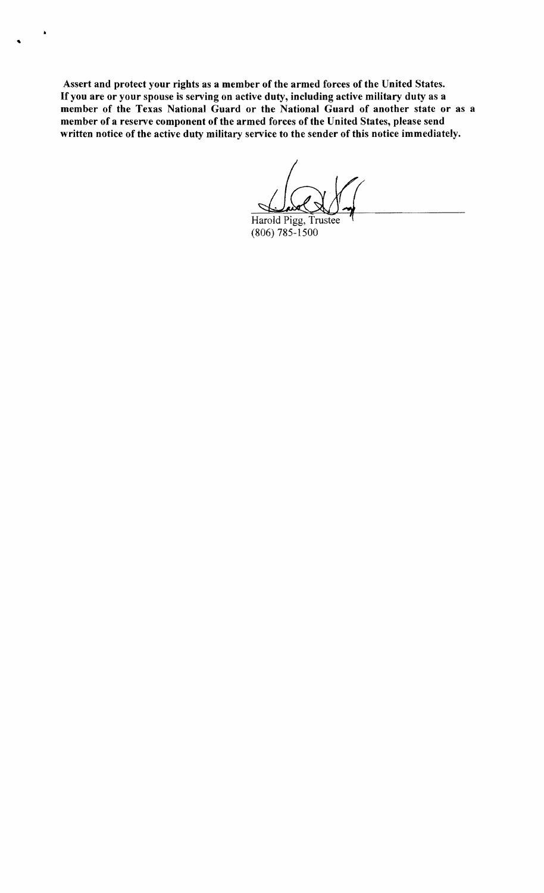**Assert and protect your rights as a member of the armed forces of the United States. If you are or your spouse is serving on active duty, including active military duty as a member of the Texas National Guard or the National Guard of another state or as a member of a reserve component of the armed forces of the United States, please send written notice of the active duty military service to the sender of this notice immediately.**

Harold Pigg, Trustee
(806) 785-1500